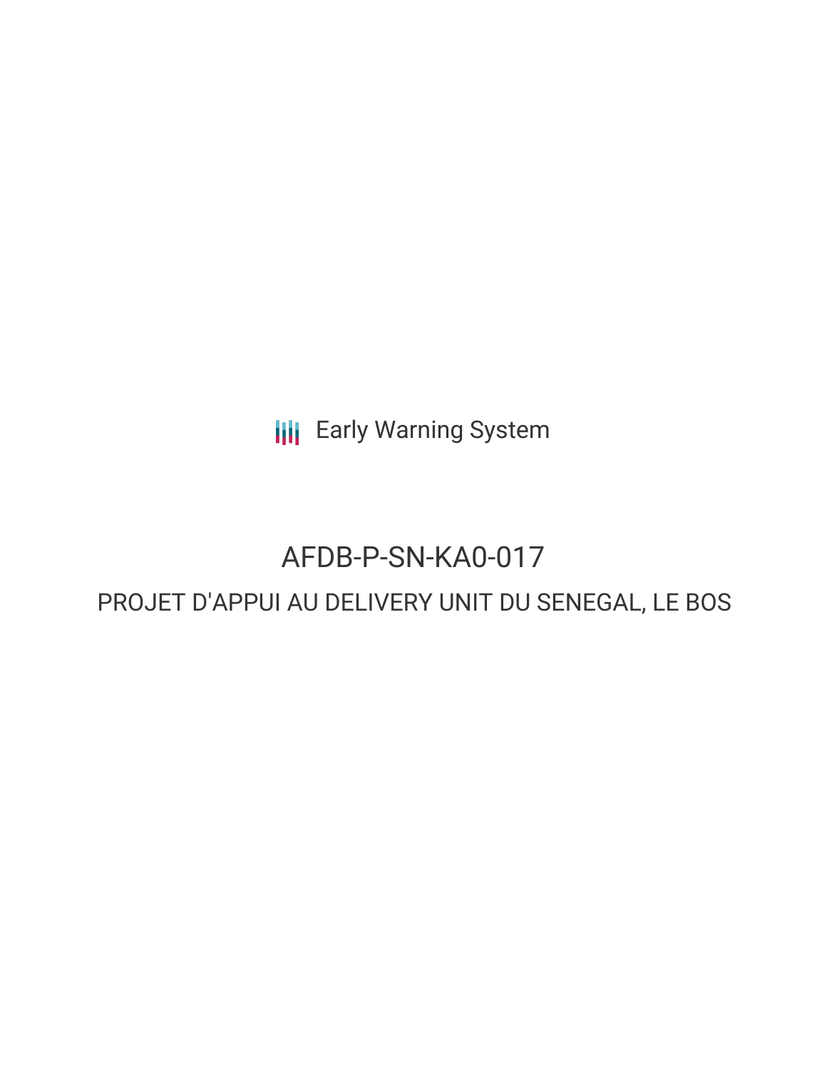Early Warning System

# AFDB-P-SN-KA0-017

## PROJET D'APPUI AU DELIVERY UNIT DU SENEGAL, LE BOS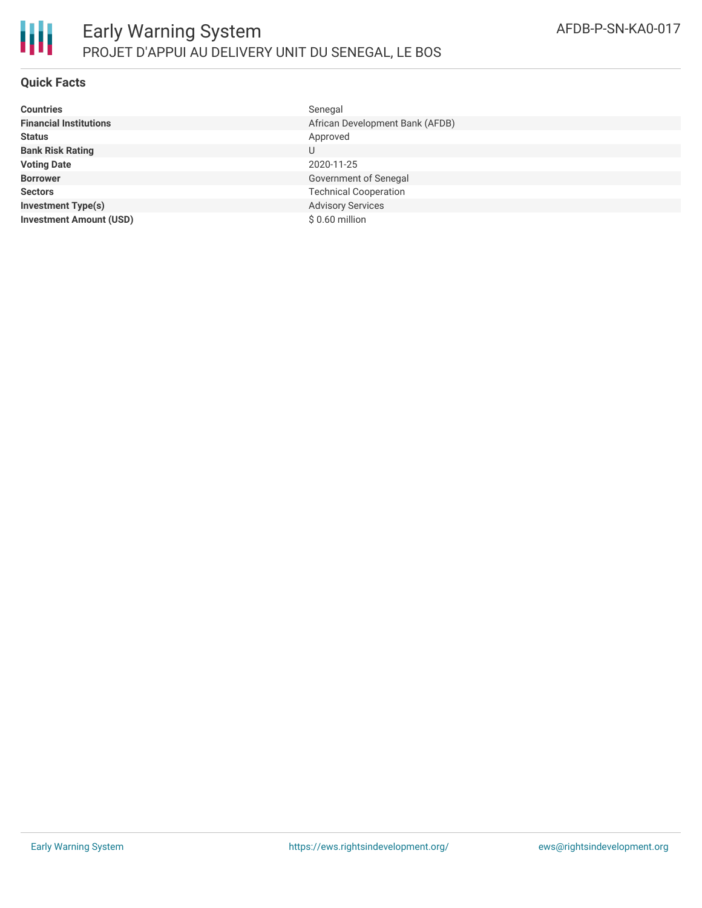## Quick Facts

| | |
|---|---|
| **Countries** | Senegal |
| **Financial Institutions** | African Development Bank (AFDB) |
| **Status** | Approved |
| **Bank Risk Rating** | U |
| **Voting Date** | 2020-11-25 |
| **Borrower** | Government of Senegal |
| **Sectors** | Technical Cooperation |
| **Investment Type(s)** | Advisory Services |
| **Investment Amount (USD)** | $ 0.60 million |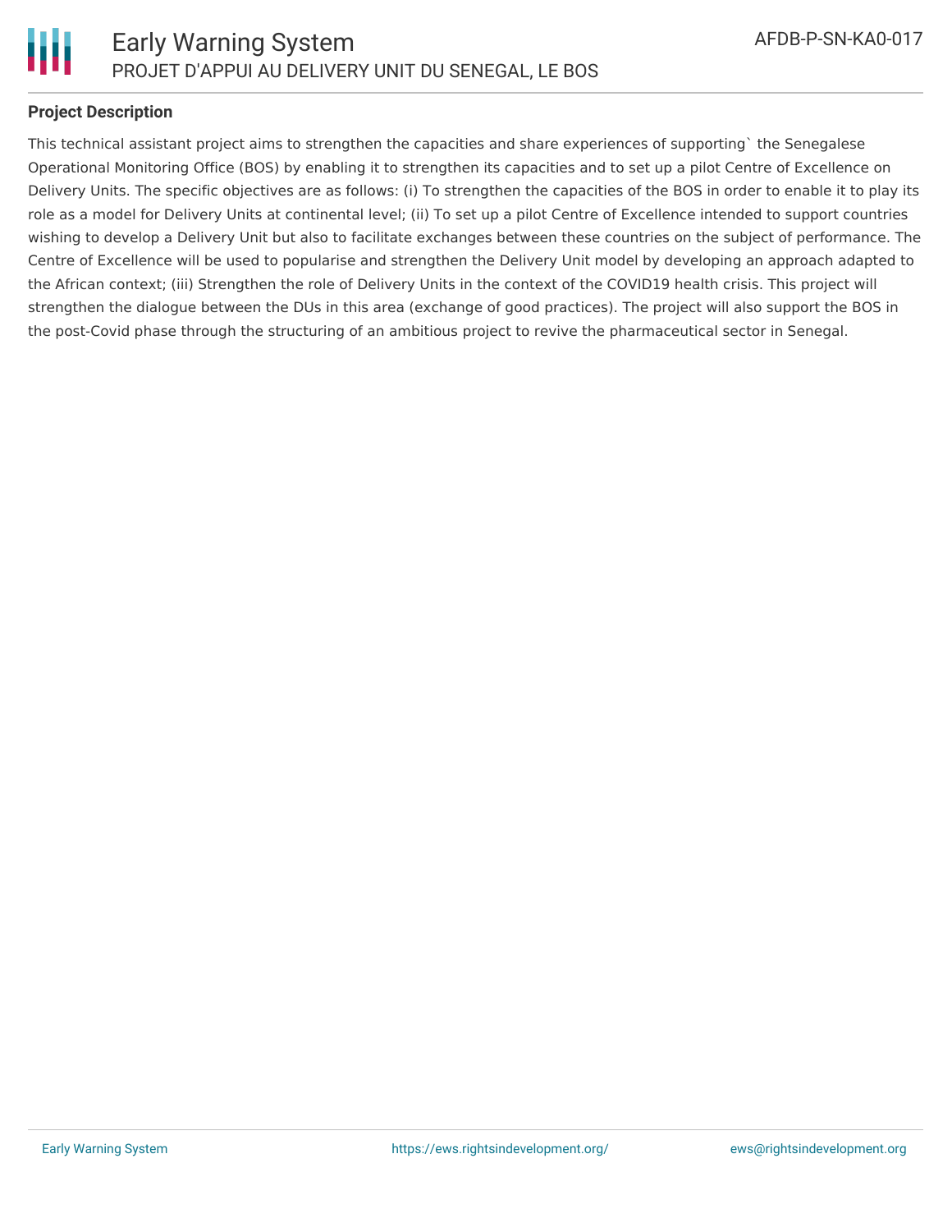## Project Description

This technical assistant project aims to strengthen the capacities and share experiences of supporting` the Senegalese Operational Monitoring Office (BOS) by enabling it to strengthen its capacities and to set up a pilot Centre of Excellence on Delivery Units. The specific objectives are as follows: (i) To strengthen the capacities of the BOS in order to enable it to play its role as a model for Delivery Units at continental level; (ii) To set up a pilot Centre of Excellence intended to support countries wishing to develop a Delivery Unit but also to facilitate exchanges between these countries on the subject of performance. The Centre of Excellence will be used to popularise and strengthen the Delivery Unit model by developing an approach adapted to the African context; (iii) Strengthen the role of Delivery Units in the context of the COVID19 health crisis. This project will strengthen the dialogue between the DUs in this area (exchange of good practices). The project will also support the BOS in the post-Covid phase through the structuring of an ambitious project to revive the pharmaceutical sector in Senegal.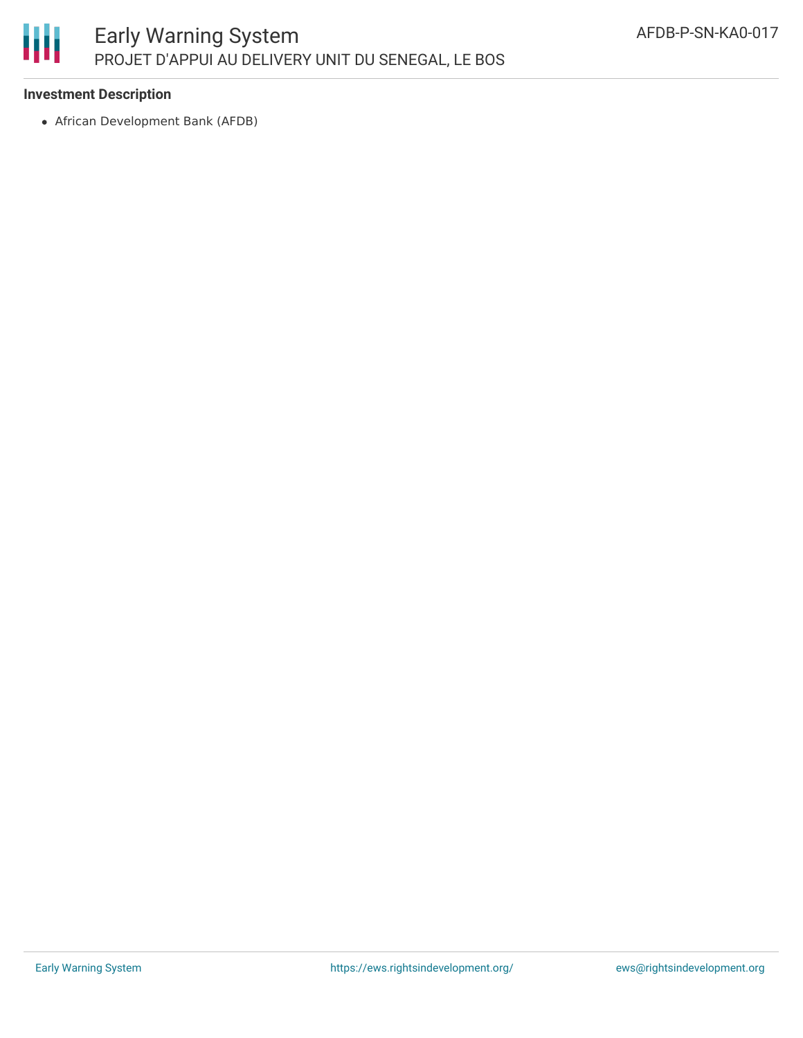**Investment Description**

- African Development Bank (AFDB)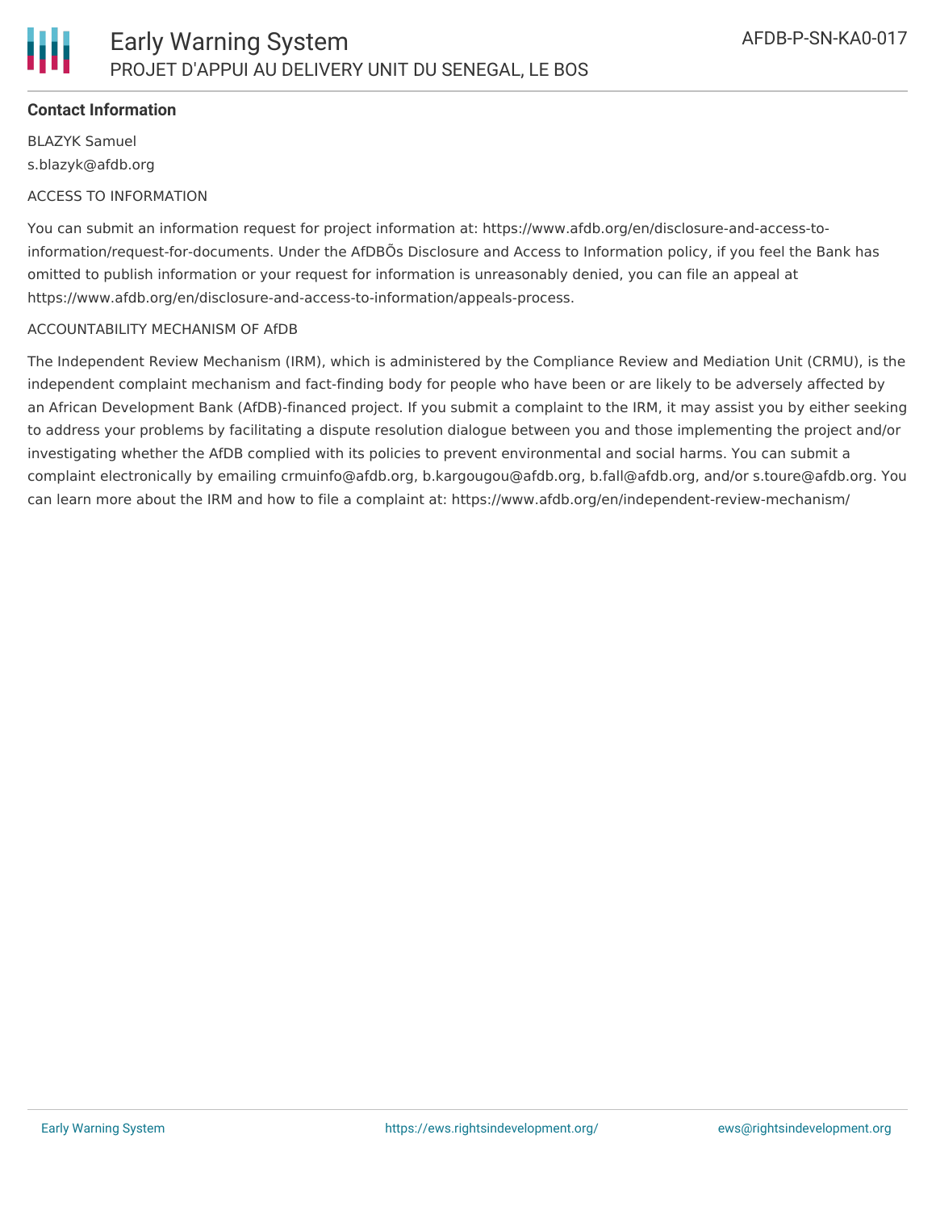**Contact Information**

BLAZYK Samuel
s.blazyk@afdb.org

ACCESS TO INFORMATION

You can submit an information request for project information at: https://www.afdb.org/en/disclosure-and-access-to-information/request-for-documents. Under the AfDBÕs Disclosure and Access to Information policy, if you feel the Bank has omitted to publish information or your request for information is unreasonably denied, you can file an appeal at https://www.afdb.org/en/disclosure-and-access-to-information/appeals-process.

ACCOUNTABILITY MECHANISM OF AfDB

The Independent Review Mechanism (IRM), which is administered by the Compliance Review and Mediation Unit (CRMU), is the independent complaint mechanism and fact-finding body for people who have been or are likely to be adversely affected by an African Development Bank (AfDB)-financed project. If you submit a complaint to the IRM, it may assist you by either seeking to address your problems by facilitating a dispute resolution dialogue between you and those implementing the project and/or investigating whether the AfDB complied with its policies to prevent environmental and social harms. You can submit a complaint electronically by emailing crmuinfo@afdb.org, b.kargougou@afdb.org, b.fall@afdb.org, and/or s.toure@afdb.org. You can learn more about the IRM and how to file a complaint at: https://www.afdb.org/en/independent-review-mechanism/